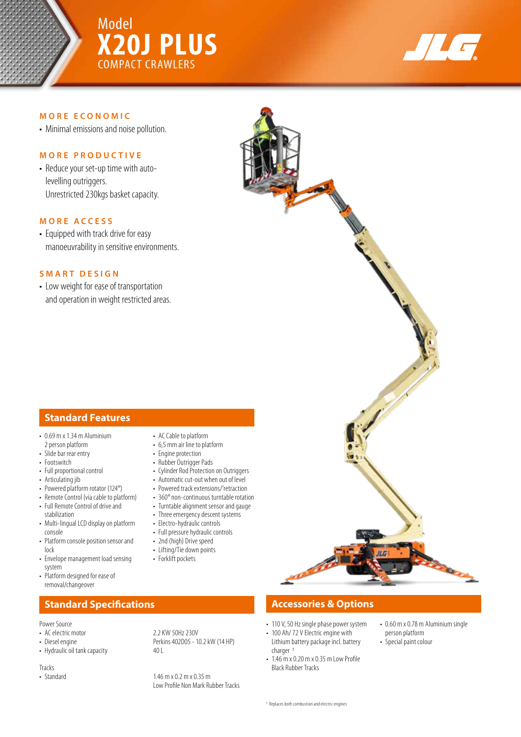Model

# X20J PLUS

COMPACT CRAWLERS

## MORE ECONOMIC

- Minimal emissions and noise pollution.

## MORE PRODUCTIVE

- Reduce your set-up time with auto-levelling outriggers.
  Unrestricted 230kgs basket capacity.

## MORE ACCESS

- Equipped with track drive for easy manoeuvrability in sensitive environments.

## SMART DESIGN

- Low weight for ease of transportation and operation in weight restricted areas.

## Standard Features

- 0.69 m x 1.34 m Aluminium 2 person platform
- Slide bar rear entry
- Footswitch
- Full proportional control
- Articulating jib
- Powered platform rotator (124°)
- Remote Control (via cable to platform)
- Full Remote Control of drive and stabilization
- Multi-lingual LCD display on platform console
- Platform console position sensor and lock
- Envelope management load sensing system
- Platform designed for ease of removal/changeover
- AC Cable to platform
- 6,5 mm air line to platform
- Engine protection
- Rubber Outrigger Pads
- Cylinder Rod Protection on Outriggers
- Automatic cut-out when out of level
- Powered track extensions/'retraction
- 360° non-continuous turntable rotation
- Turntable alignment sensor and gauge
- Three emergency descent systems
- Electro-hydraulic controls
- Full pressure hydraulic controls
- 2nd (high) Drive speed
- Lifting/Tie down points
- Forklift pockets

## Standard Specifications

Power Source

| | |
|---|---|
| • AC electric motor | 2.2 KW 50Hz 230V |
| • Diesel engine | Perkins 402D05 - 10.2 kW (14 HP) |
| • Hydraulic oil tank capacity | 40 L |

Tracks

| | |
|---|---|
| • Standard | 1.46 m x 0.2 m x 0.35 m Low Profile Non Mark Rubber Tracks |

## Accessories & Options

- 110 V, 50 Hz single phase power system
- 100 Ah/ 72 V Electric engine with Lithium battery package incl. battery charger [1]
- 1.46 m x 0.20 m x 0.35 m Low Profile Black Rubber Tracks
- 0.60 m x 0.78 m Aluminium single person platform
- Special paint colour

[1] Replaces both combustion and electric engines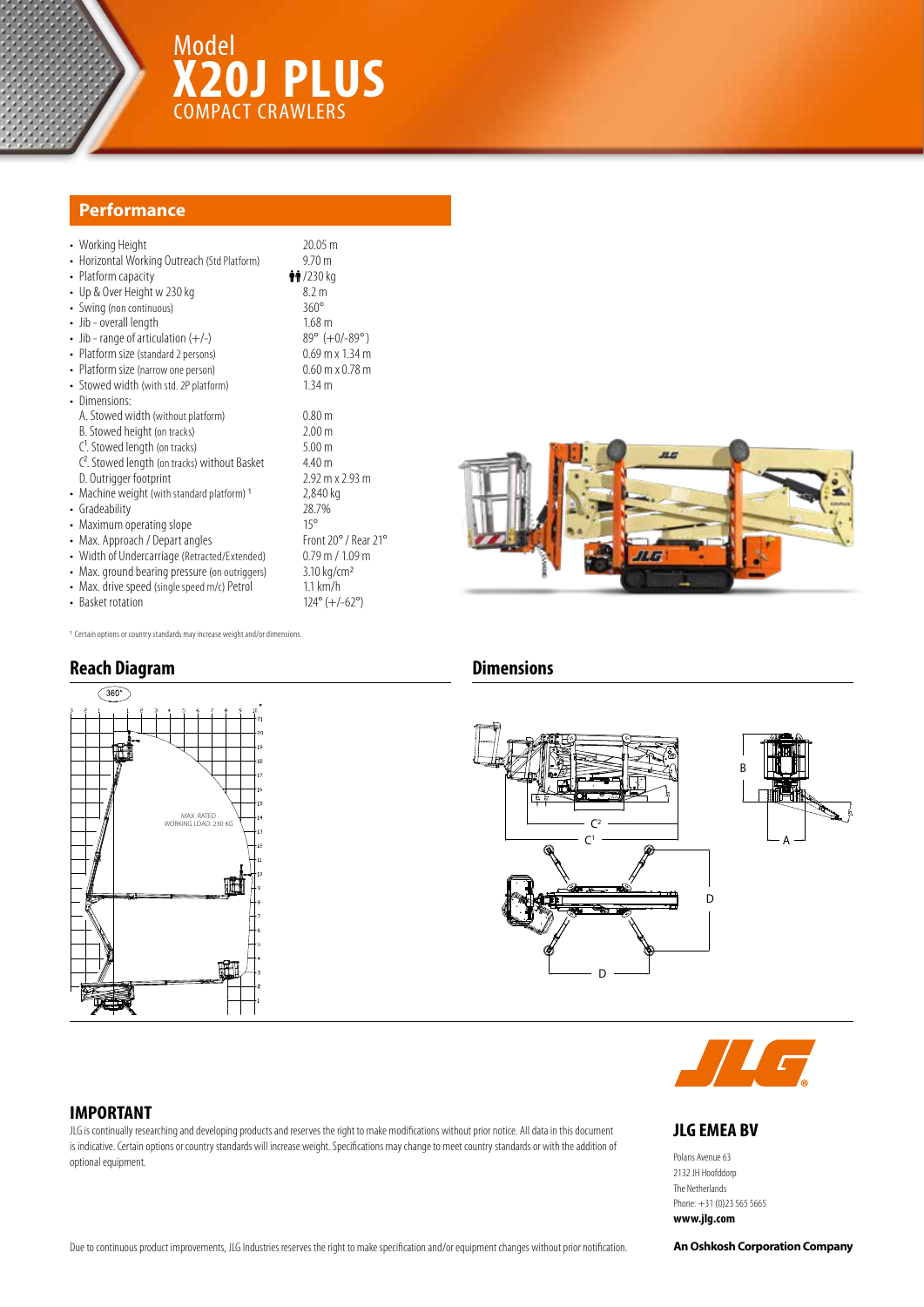# Model
# X20J PLUS
COMPACT CRAWLERS

## Performance

| | |
|---|---|
| • Working Height | 20.05 m |
| • Horizontal Working Outreach (Std Platform) | 9.70 m |
| • Platform capacity | 2 persons /230 kg |
| • Up & Over Height w 230 kg | 8.2 m |
| • Swing (non continuous) | 360° |
| • Jib - overall length | 1.68 m |
| • Jib - range of articulation (+/-) | 89° (+0/-89°) |
| • Platform size (standard 2 persons) | 0.69 m x 1.34 m |
| • Platform size (narrow one person) | 0.60 m x 0.78 m |
| • Stowed width (with std. 2P platform) | 1.34 m |
| • Dimensions: | |
| A. Stowed width (without platform) | 0.80 m |
| B. Stowed height (on tracks) | 2.00 m |
| C[1]. Stowed length (on tracks) | 5.00 m |
| C[2]. Stowed length (on tracks) without Basket | 4.40 m |
| D. Outrigger footprint | 2.92 m x 2.93 m |
| • Machine weight (with standard platform) [1] | 2,840 kg |
| • Gradeability | 28.7% |
| • Maximum operating slope | 15° |
| • Max. Approach / Depart angles | Front 20° / Rear 21° |
| • Width of Undercarriage (Retracted/Extended) | 0.79 m / 1.09 m |
| • Max. ground bearing pressure (on outriggers) | 3.10 kg/cm² |
| • Max. drive speed (single speed m/c) Petrol | 1.1 km/h |
| • Basket rotation | 124° (+/-62°) |

[1] Certain options or country standards may increase weight and/or dimensions.

## Reach Diagram

360°

MAX. RATED WORKING LOAD: 230 KG

## Dimensions

C[2]

C[1]

B

A

D

D

JLG

## IMPORTANT

JLG is continually researching and developing products and reserves the right to make modifications without prior notice. All data in this document is indicative. Certain options or country standards will increase weight. Specifications may change to meet country standards or with the addition of optional equipment.

## JLG EMEA BV

Polaris Avenue 63
2132 JH Hoofddorp
The Netherlands
Phone: +31 (0)23 565 5665
**www.jlg.com**

Due to continuous product improvements, JLG Industries reserves the right to make specification and/or equipment changes without prior notification.

**An Oshkosh Corporation Company**